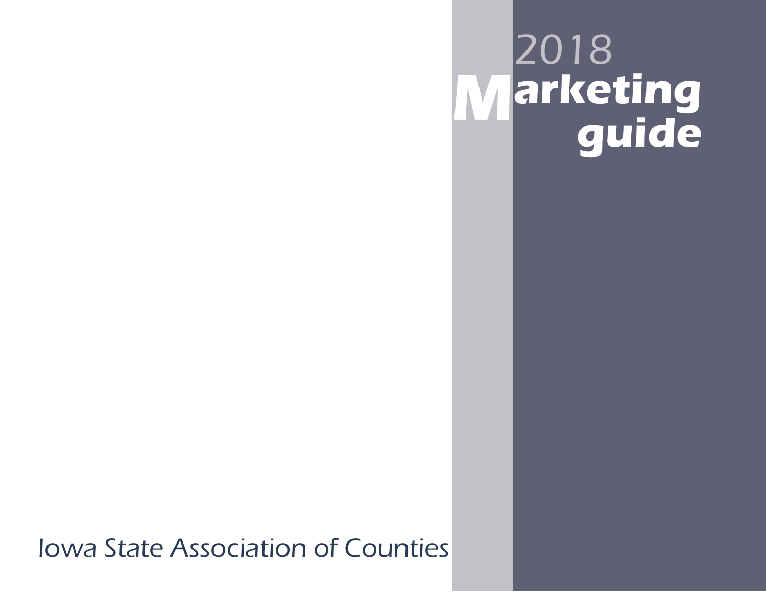# 2018 Marketing guide

Iowa State Association of Counties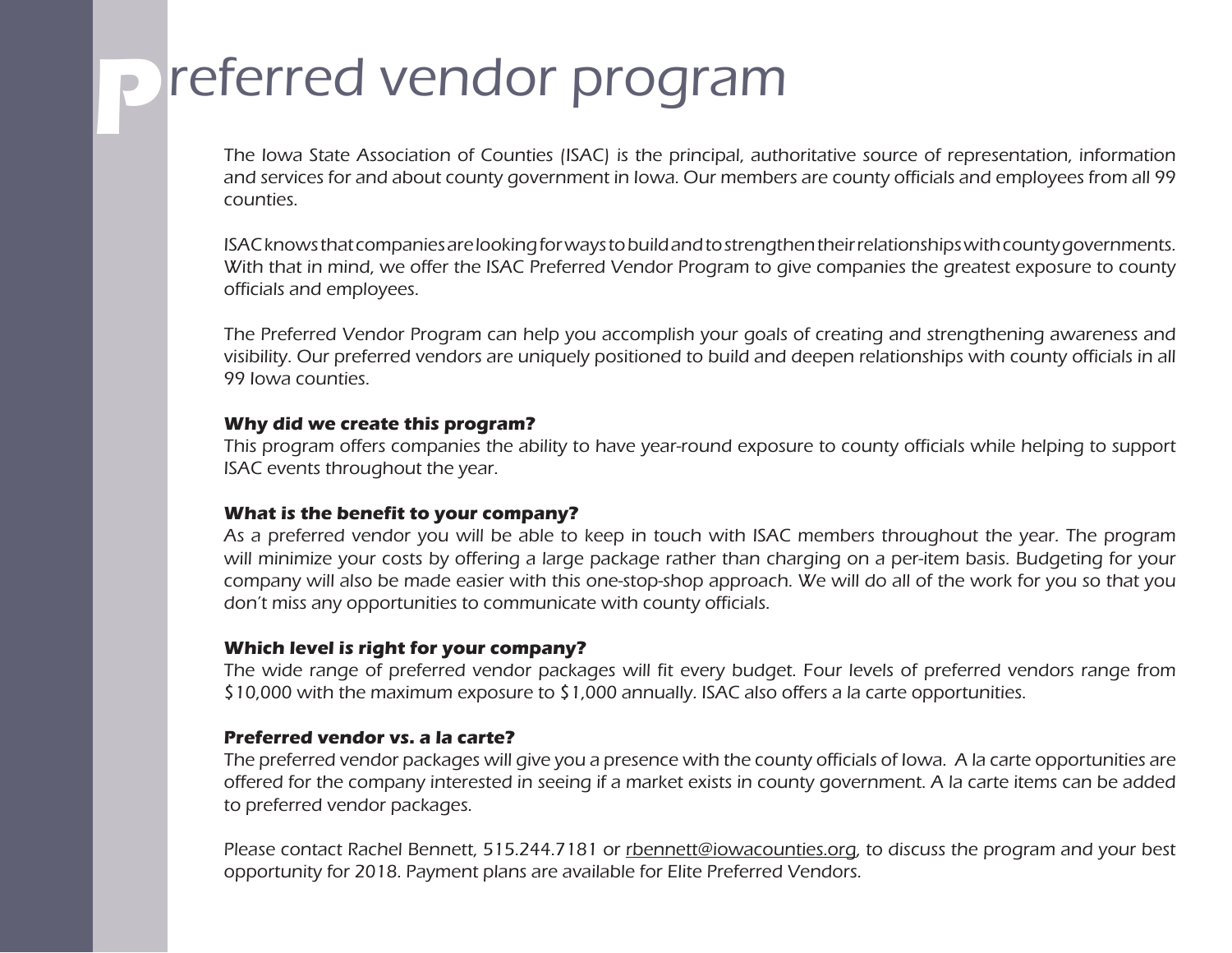# Preferred vendor program

*The Iowa State Association of Counties (ISAC) is the principal, authoritative source of representation, information and services for and about county government in Iowa. Our members are county officials and employees from all 99 counties.*

*ISAC knows that companies are looking for ways to build and to strengthen their relationships with county governments. With that in mind, we offer the ISAC Preferred Vendor Program to give companies the greatest exposure to county officials and employees.*

*The Preferred Vendor Program can help you accomplish your goals of creating and strengthening awareness and visibility. Our preferred vendors are uniquely positioned to build and deepen relationships with county officials in all 99 Iowa counties.*

**Why did we create this program?**
*This program offers companies the ability to have year-round exposure to county officials while helping to support ISAC events throughout the year.*

**What is the benefit to your company?**
*As a preferred vendor you will be able to keep in touch with ISAC members throughout the year. The program will minimize your costs by offering a large package rather than charging on a per-item basis. Budgeting for your company will also be made easier with this one-stop-shop approach. We will do all of the work for you so that you don't miss any opportunities to communicate with county officials.*

**Which level is right for your company?**
*The wide range of preferred vendor packages will fit every budget. Four levels of preferred vendors range from $10,000 with the maximum exposure to $1,000 annually. ISAC also offers a la carte opportunities.*

**Preferred vendor vs. a la carte?**
*The preferred vendor packages will give you a presence with the county officials of Iowa. A la carte opportunities are offered for the company interested in seeing if a market exists in county government. A la carte items can be added to preferred vendor packages.*

*Please contact Rachel Bennett, 515.244.7181 or rbennett@iowacounties.org, to discuss the program and your best opportunity for 2018. Payment plans are available for Elite Preferred Vendors.*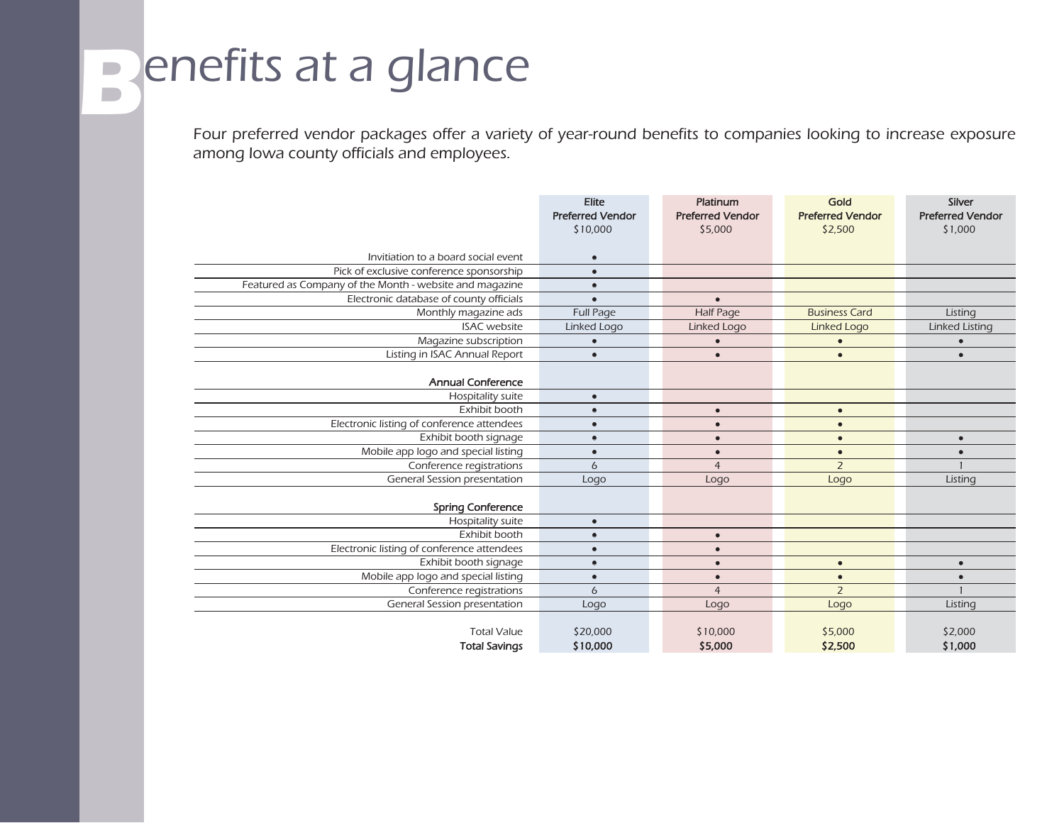# Benefits at a glance

*Four preferred vendor packages offer a variety of year-round benefits to companies looking to increase exposure among Iowa county officials and employees.*

| | Elite Preferred Vendor $10,000 | Platinum Preferred Vendor $5,000 | Gold Preferred Vendor $2,500 | Silver Preferred Vendor $1,000 |
|---|---|---|---|---|
| Invitiation to a board social event | • | | | |
| Pick of exclusive conference sponsorship | • | | | |
| Featured as Company of the Month - website and magazine | • | | | |
| Electronic database of county officials | • | • | | |
| Monthly magazine ads | Full Page | Half Page | Business Card | Listing |
| ISAC website | Linked Logo | Linked Logo | Linked Logo | Linked Listing |
| Magazine subscription | • | • | • | • |
| Listing in ISAC Annual Report | • | • | • | • |
| **Annual Conference** | | | | |
| Hospitality suite | • | | | |
| Exhibit booth | • | • | • | |
| Electronic listing of conference attendees | • | • | • | |
| Exhibit booth signage | • | • | • | • |
| Mobile app logo and special listing | • | • | • | • |
| Conference registrations | 6 | 4 | 2 | 1 |
| General Session presentation | Logo | Logo | Logo | Listing |
| **Spring Conference** | | | | |
| Hospitality suite | • | | | |
| Exhibit booth | • | • | | |
| Electronic listing of conference attendees | • | • | | |
| Exhibit booth signage | • | • | • | • |
| Mobile app logo and special listing | • | • | • | • |
| Conference registrations | 6 | 4 | 2 | 1 |
| General Session presentation | Logo | Logo | Logo | Listing |
| Total Value | $20,000 | $10,000 | $5,000 | $2,000 |
| **Total Savings** | **$10,000** | **$5,000** | **$2,500** | **$1,000** |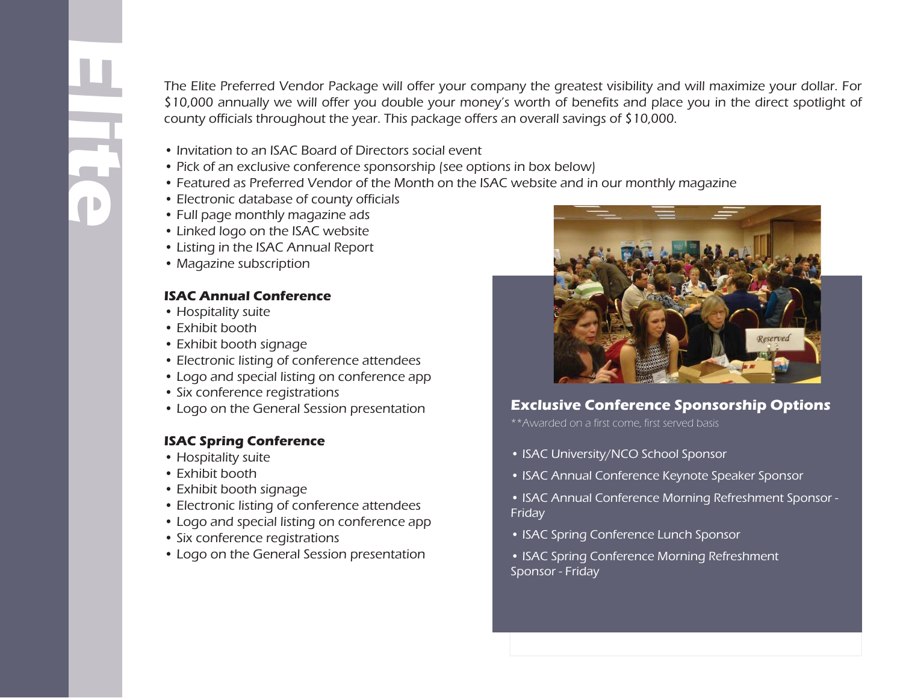# Elite

The Elite Preferred Vendor Package will offer your company the greatest visibility and will maximize your dollar. For $10,000 annually we will offer you double your money's worth of benefits and place you in the direct spotlight of county officials throughout the year. This package offers an overall savings of $10,000.

- Invitation to an ISAC Board of Directors social event
- Pick of an exclusive conference sponsorship (see options in box below)
- Featured as Preferred Vendor of the Month on the ISAC website and in our monthly magazine
- Electronic database of county officials
- Full page monthly magazine ads
- Linked logo on the ISAC website
- Listing in the ISAC Annual Report
- Magazine subscription

**ISAC Annual Conference**

- Hospitality suite
- Exhibit booth
- Exhibit booth signage
- Electronic listing of conference attendees
- Logo and special listing on conference app
- Six conference registrations
- Logo on the General Session presentation

**ISAC Spring Conference**

- Hospitality suite
- Exhibit booth
- Exhibit booth signage
- Electronic listing of conference attendees
- Logo and special listing on conference app
- Six conference registrations
- Logo on the General Session presentation

**Exclusive Conference Sponsorship Options**

**Awarded on a first come, first served basis

- ISAC University/NCO School Sponsor
- ISAC Annual Conference Keynote Speaker Sponsor
- ISAC Annual Conference Morning Refreshment Sponsor - Friday
- ISAC Spring Conference Lunch Sponsor
- ISAC Spring Conference Morning Refreshment Sponsor - Friday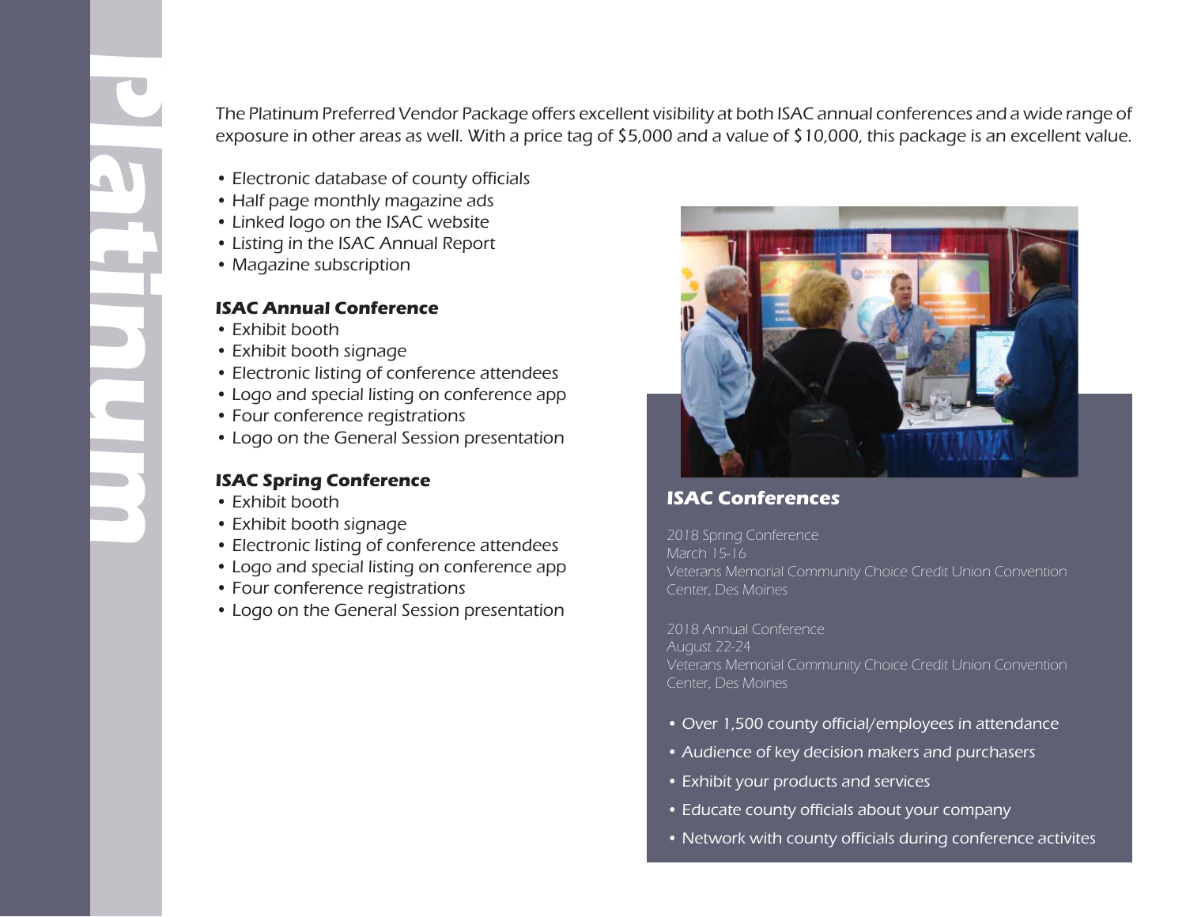# Platinum

The Platinum Preferred Vendor Package offers excellent visibility at both ISAC annual conferences and a wide range of exposure in other areas as well. With a price tag of $5,000 and a value of $10,000, this package is an excellent value.

- Electronic database of county officials
- Half page monthly magazine ads
- Linked logo on the ISAC website
- Listing in the ISAC Annual Report
- Magazine subscription

### ISAC Annual Conference

- Exhibit booth
- Exhibit booth signage
- Electronic listing of conference attendees
- Logo and special listing on conference app
- Four conference registrations
- Logo on the General Session presentation

### ISAC Spring Conference

- Exhibit booth
- Exhibit booth signage
- Electronic listing of conference attendees
- Logo and special listing on conference app
- Four conference registrations
- Logo on the General Session presentation

### ISAC Conferences

2018 Spring Conference
March 15-16
Veterans Memorial Community Choice Credit Union Convention Center, Des Moines

2018 Annual Conference
August 22-24
Veterans Memorial Community Choice Credit Union Convention Center, Des Moines

- Over 1,500 county official/employees in attendance
- Audience of key decision makers and purchasers
- Exhibit your products and services
- Educate county officials about your company
- Network with county officials during conference activites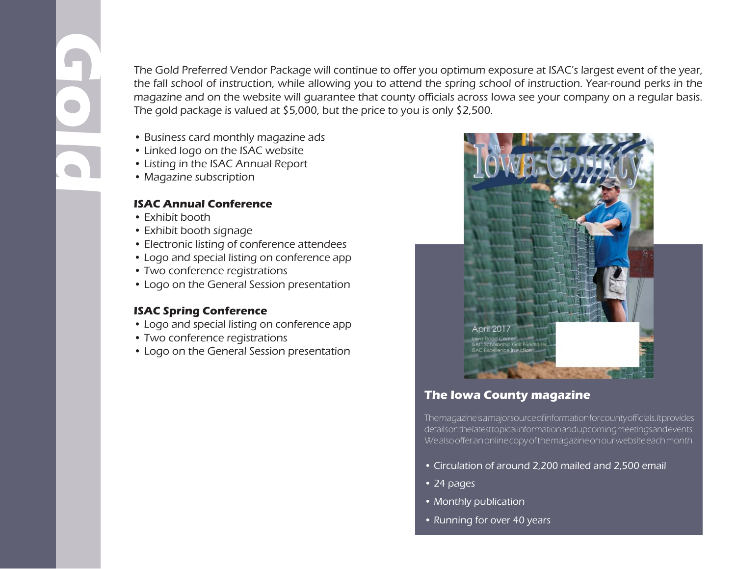# Gold

The Gold Preferred Vendor Package will continue to offer you optimum exposure at ISAC's largest event of the year, the fall school of instruction, while allowing you to attend the spring school of instruction. Year-round perks in the magazine and on the website will guarantee that county officials across Iowa see your company on a regular basis. The gold package is valued at $5,000, but the price to you is only $2,500.

- Business card monthly magazine ads
- Linked logo on the ISAC website
- Listing in the ISAC Annual Report
- Magazine subscription

**ISAC Annual Conference**

- Exhibit booth
- Exhibit booth signage
- Electronic listing of conference attendees
- Logo and special listing on conference app
- Two conference registrations
- Logo on the General Session presentation

**ISAC Spring Conference**

- Logo and special listing on conference app
- Two conference registrations
- Logo on the General Session presentation

**The Iowa County magazine**

The magazine is a major source of information for county officials. It provides details on the latest topical information and upcoming meetings and events. We also offer an online copy of the magazine on our website each month.

- Circulation of around 2,200 mailed and 2,500 email
- 24 pages
- Monthly publication
- Running for over 40 years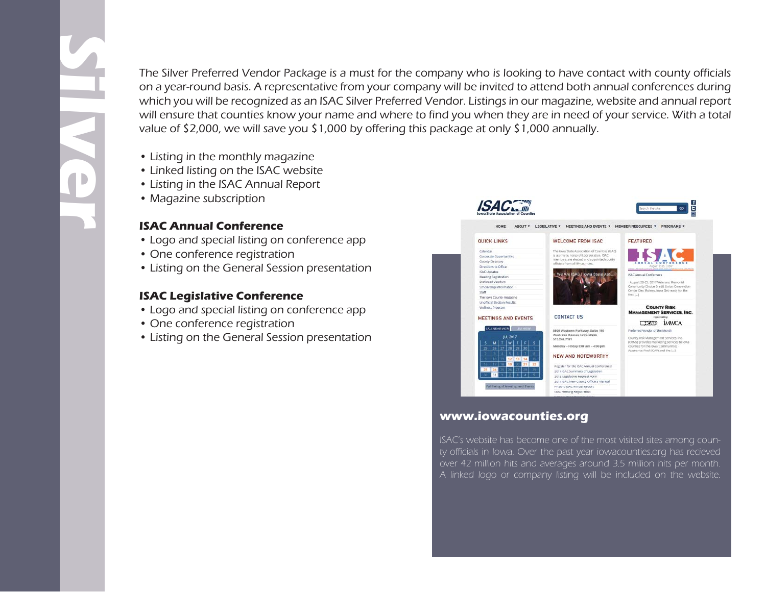# Silver

The Silver Preferred Vendor Package is a must for the company who is looking to have contact with county officials on a year-round basis. A representative from your company will be invited to attend both annual conferences during which you will be recognized as an ISAC Silver Preferred Vendor. Listings in our magazine, website and annual report will ensure that counties know your name and where to find you when they are in need of your service. With a total value of $2,000, we will save you $1,000 by offering this package at only $1,000 annually.

- Listing in the monthly magazine
- Linked listing on the ISAC website
- Listing in the ISAC Annual Report
- Magazine subscription

### ISAC Annual Conference

- Logo and special listing on conference app
- One conference registration
- Listing on the General Session presentation

### ISAC Legislative Conference

- Logo and special listing on conference app
- One conference registration
- Listing on the General Session presentation

### www.iowacounties.org

ISAC's website has become one of the most visited sites among county officials in Iowa. Over the past year iowacounties.org has recieved over 42 million hits and averages around 3.5 million hits per month. A linked logo or company listing will be included on the website.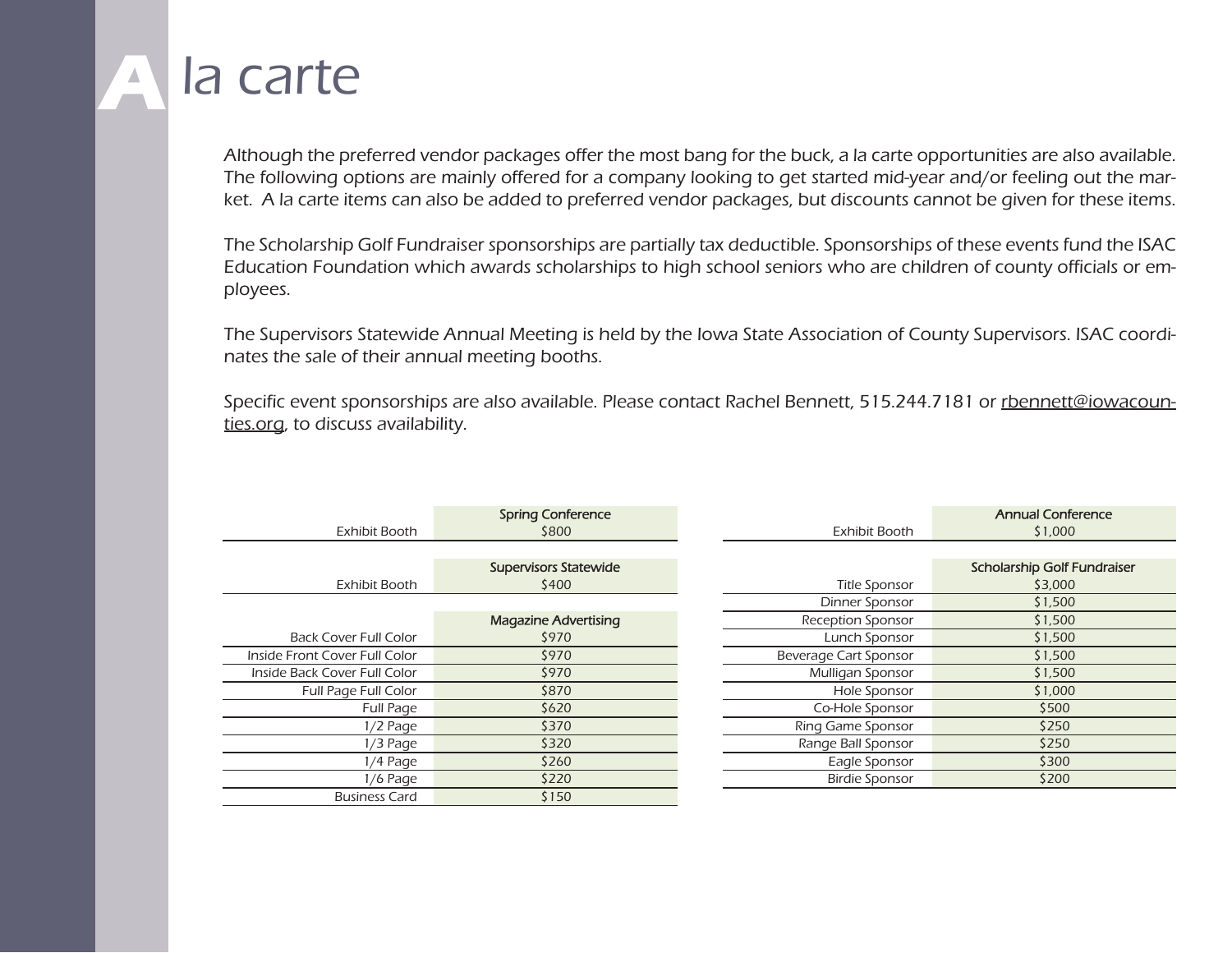# A la carte

*Although the preferred vendor packages offer the most bang for the buck, a la carte opportunities are also available. The following options are mainly offered for a company looking to get started mid-year and/or feeling out the market. A la carte items can also be added to preferred vendor packages, but discounts cannot be given for these items.*

*The Scholarship Golf Fundraiser sponsorships are partially tax deductible. Sponsorships of these events fund the ISAC Education Foundation which awards scholarships to high school seniors who are children of county officials or employees.*

*The Supervisors Statewide Annual Meeting is held by the Iowa State Association of County Supervisors. ISAC coordinates the sale of their annual meeting booths.*

*Specific event sponsorships are also available. Please contact Rachel Bennett, 515.244.7181 or rbennett@iowacounties.org, to discuss availability.*

| | Spring Conference |
|---|---|
| Exhibit Booth | $800 |

| | Supervisors Statewide |
|---|---|
| Exhibit Booth | $400 |

| | Magazine Advertising |
|---|---|
| Back Cover Full Color | $970 |
| Inside Front Cover Full Color | $970 |
| Inside Back Cover Full Color | $970 |
| Full Page Full Color | $870 |
| Full Page | $620 |
| 1/2 Page | $370 |
| 1/3 Page | $320 |
| 1/4 Page | $260 |
| 1/6 Page | $220 |
| Business Card | $150 |

| | Annual Conference |
|---|---|
| Exhibit Booth | $1,000 |

| | Scholarship Golf Fundraiser |
|---|---|
| Title Sponsor | $3,000 |
| Dinner Sponsor | $1,500 |
| Reception Sponsor | $1,500 |
| Lunch Sponsor | $1,500 |
| Beverage Cart Sponsor | $1,500 |
| Mulligan Sponsor | $1,500 |
| Hole Sponsor | $1,000 |
| Co-Hole Sponsor | $500 |
| Ring Game Sponsor | $250 |
| Range Ball Sponsor | $250 |
| Eagle Sponsor | $300 |
| Birdie Sponsor | $200 |